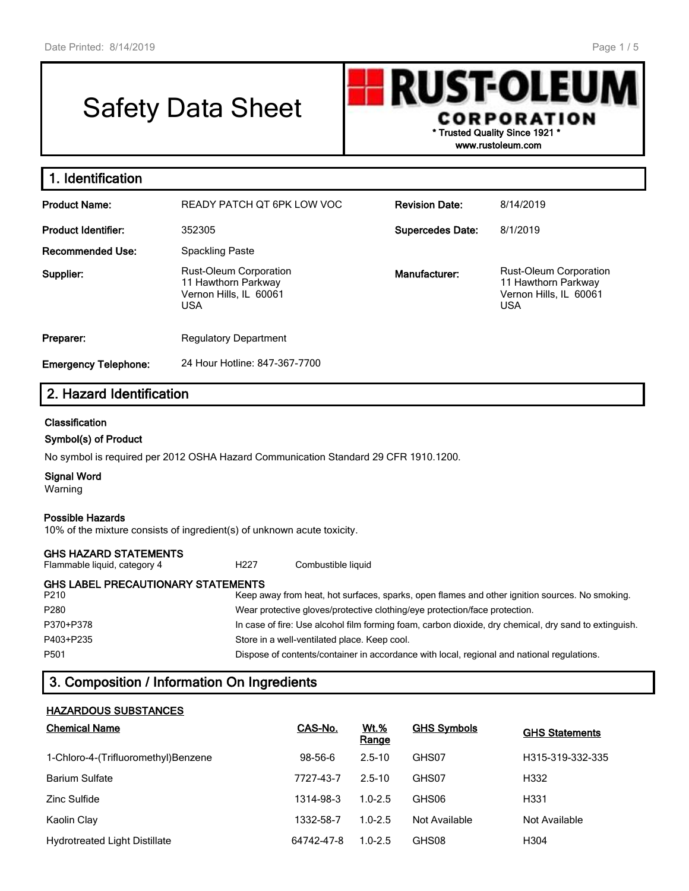# Safety Data Sheet

**RUST-OLEUM CORPORATION**
\* Trusted Quality Since 1921 \*
www.rustoleum.com

## 1. Identification

| | | | |
|---|---|---|---|
| **Product Name:** | READY PATCH QT 6PK LOW VOC | **Revision Date:** | 8/14/2019 |
| **Product Identifier:** | 352305 | **Supercedes Date:** | 8/1/2019 |
| **Recommended Use:** | Spackling Paste | | |
| **Supplier:** | Rust-Oleum Corporation<br>11 Hawthorn Parkway<br>Vernon Hills, IL 60061<br>USA | **Manufacturer:** | Rust-Oleum Corporation<br>11 Hawthorn Parkway<br>Vernon Hills, IL 60061<br>USA |
| **Preparer:** | Regulatory Department | | |
| **Emergency Telephone:** | 24 Hour Hotline: 847-367-7700 | | |

## 2. Hazard Identification

### Classification

**Symbol(s) of Product**

No symbol is required per 2012 OSHA Hazard Communication Standard 29 CFR 1910.1200.

**Signal Word**

Warning

**Possible Hazards**

10% of the mixture consists of ingredient(s) of unknown acute toxicity.

**GHS HAZARD STATEMENTS**

| | | |
|---|---|---|
| Flammable liquid, category 4 | H227 | Combustible liquid |

**GHS LABEL PRECAUTIONARY STATEMENTS**

| | |
|---|---|
| P210 | Keep away from heat, hot surfaces, sparks, open flames and other ignition sources. No smoking. |
| P280 | Wear protective gloves/protective clothing/eye protection/face protection. |
| P370+P378 | In case of fire: Use alcohol film forming foam, carbon dioxide, dry chemical, dry sand to extinguish. |
| P403+P235 | Store in a well-ventilated place. Keep cool. |
| P501 | Dispose of contents/container in accordance with local, regional and national regulations. |

## 3. Composition / Information On Ingredients

**HAZARDOUS SUBSTANCES**

| Chemical Name | CAS-No. | Wt.% Range | GHS Symbols | GHS Statements |
|---|---|---|---|---|
| 1-Chloro-4-(Trifluoromethyl)Benzene | 98-56-6 | 2.5-10 | GHS07 | H315-319-332-335 |
| Barium Sulfate | 7727-43-7 | 2.5-10 | GHS07 | H332 |
| Zinc Sulfide | 1314-98-3 | 1.0-2.5 | GHS06 | H331 |
| Kaolin Clay | 1332-58-7 | 1.0-2.5 | Not Available | Not Available |
| Hydrotreated Light Distillate | 64742-47-8 | 1.0-2.5 | GHS08 | H304 |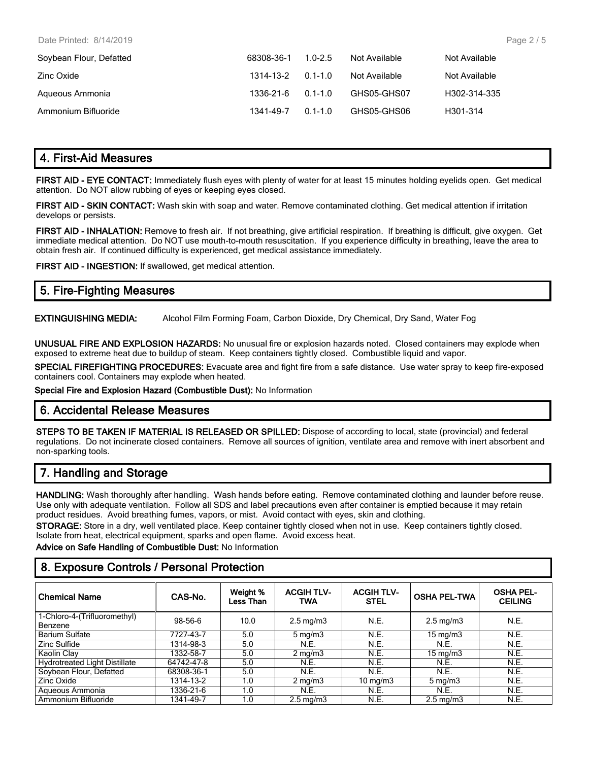| | | | | |
|---|---|---|---|---|
| Soybean Flour, Defatted | 68308-36-1 | 1.0-2.5 | Not Available | Not Available |
| Zinc Oxide | 1314-13-2 | 0.1-1.0 | Not Available | Not Available |
| Aqueous Ammonia | 1336-21-6 | 0.1-1.0 | GHS05-GHS07 | H302-314-335 |
| Ammonium Bifluoride | 1341-49-7 | 0.1-1.0 | GHS05-GHS06 | H301-314 |

## 4. First-Aid Measures

**FIRST AID - EYE CONTACT:** Immediately flush eyes with plenty of water for at least 15 minutes holding eyelids open. Get medical attention. Do NOT allow rubbing of eyes or keeping eyes closed.

**FIRST AID - SKIN CONTACT:** Wash skin with soap and water. Remove contaminated clothing. Get medical attention if irritation develops or persists.

**FIRST AID - INHALATION:** Remove to fresh air. If not breathing, give artificial respiration. If breathing is difficult, give oxygen. Get immediate medical attention. Do NOT use mouth-to-mouth resuscitation. If you experience difficulty in breathing, leave the area to obtain fresh air. If continued difficulty is experienced, get medical assistance immediately.

**FIRST AID - INGESTION:** If swallowed, get medical attention.

## 5. Fire-Fighting Measures

**EXTINGUISHING MEDIA:** Alcohol Film Forming Foam, Carbon Dioxide, Dry Chemical, Dry Sand, Water Fog

**UNUSUAL FIRE AND EXPLOSION HAZARDS:** No unusual fire or explosion hazards noted. Closed containers may explode when exposed to extreme heat due to buildup of steam. Keep containers tightly closed. Combustible liquid and vapor.

**SPECIAL FIREFIGHTING PROCEDURES:** Evacuate area and fight fire from a safe distance. Use water spray to keep fire-exposed containers cool. Containers may explode when heated.

**Special Fire and Explosion Hazard (Combustible Dust):** No Information

## 6. Accidental Release Measures

**STEPS TO BE TAKEN IF MATERIAL IS RELEASED OR SPILLED:** Dispose of according to local, state (provincial) and federal regulations. Do not incinerate closed containers. Remove all sources of ignition, ventilate area and remove with inert absorbent and non-sparking tools.

## 7. Handling and Storage

**HANDLING:** Wash thoroughly after handling. Wash hands before eating. Remove contaminated clothing and launder before reuse. Use only with adequate ventilation. Follow all SDS and label precautions even after container is emptied because it may retain product residues. Avoid breathing fumes, vapors, or mist. Avoid contact with eyes, skin and clothing.

**STORAGE:** Store in a dry, well ventilated place. Keep container tightly closed when not in use. Keep containers tightly closed. Isolate from heat, electrical equipment, sparks and open flame. Avoid excess heat.

**Advice on Safe Handling of Combustible Dust:** No Information

## 8. Exposure Controls / Personal Protection

| Chemical Name | CAS-No. | Weight % Less Than | ACGIH TLV-TWA | ACGIH TLV-STEL | OSHA PEL-TWA | OSHA PEL-CEILING |
|---|---|---|---|---|---|---|
| 1-Chloro-4-(Trifluoromethyl) Benzene | 98-56-6 | 10.0 | 2.5 mg/m3 | N.E. | 2.5 mg/m3 | N.E. |
| Barium Sulfate | 7727-43-7 | 5.0 | 5 mg/m3 | N.E. | 15 mg/m3 | N.E. |
| Zinc Sulfide | 1314-98-3 | 5.0 | N.E. | N.E. | N.E. | N.E. |
| Kaolin Clay | 1332-58-7 | 5.0 | 2 mg/m3 | N.E. | 15 mg/m3 | N.E. |
| Hydrotreated Light Distillate | 64742-47-8 | 5.0 | N.E. | N.E. | N.E. | N.E. |
| Soybean Flour, Defatted | 68308-36-1 | 5.0 | N.E. | N.E. | N.E. | N.E. |
| Zinc Oxide | 1314-13-2 | 1.0 | 2 mg/m3 | 10 mg/m3 | 5 mg/m3 | N.E. |
| Aqueous Ammonia | 1336-21-6 | 1.0 | N.E. | N.E. | N.E. | N.E. |
| Ammonium Bifluoride | 1341-49-7 | 1.0 | 2.5 mg/m3 | N.E. | 2.5 mg/m3 | N.E. |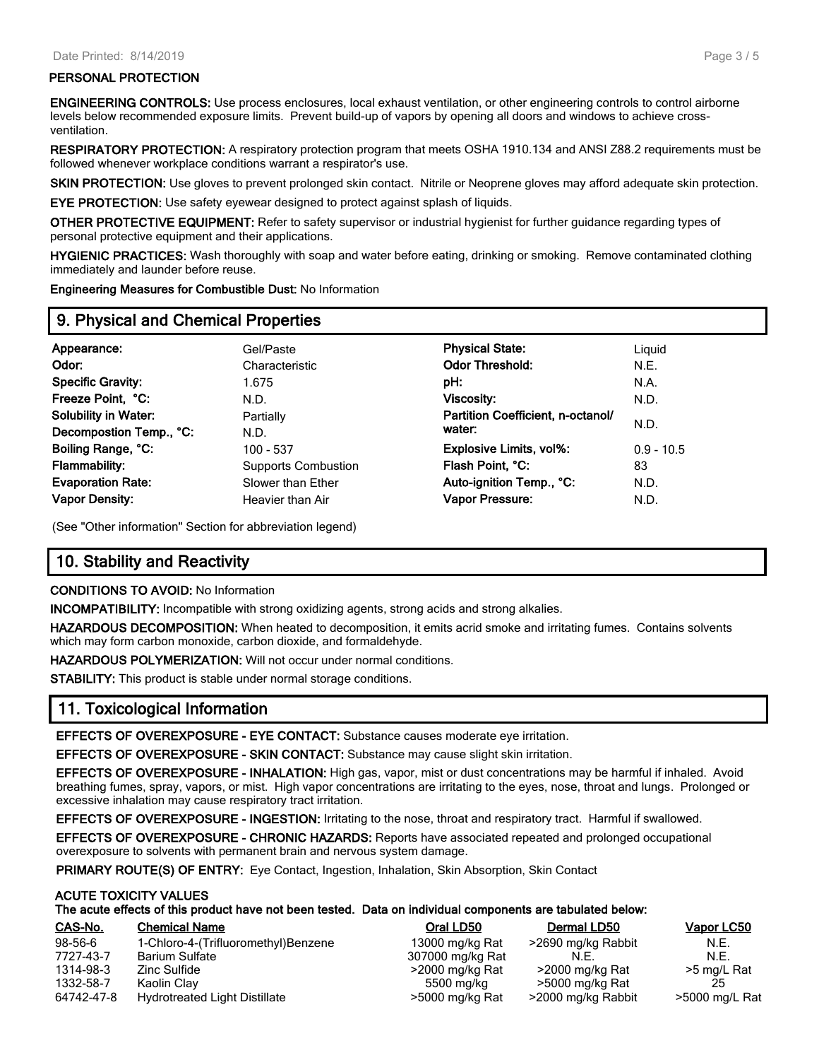**PERSONAL PROTECTION**

**ENGINEERING CONTROLS:** Use process enclosures, local exhaust ventilation, or other engineering controls to control airborne levels below recommended exposure limits. Prevent build-up of vapors by opening all doors and windows to achieve cross-ventilation.

**RESPIRATORY PROTECTION:** A respiratory protection program that meets OSHA 1910.134 and ANSI Z88.2 requirements must be followed whenever workplace conditions warrant a respirator's use.

**SKIN PROTECTION:** Use gloves to prevent prolonged skin contact. Nitrile or Neoprene gloves may afford adequate skin protection.

**EYE PROTECTION:** Use safety eyewear designed to protect against splash of liquids.

**OTHER PROTECTIVE EQUIPMENT:** Refer to safety supervisor or industrial hygienist for further guidance regarding types of personal protective equipment and their applications.

**HYGIENIC PRACTICES:** Wash thoroughly with soap and water before eating, drinking or smoking. Remove contaminated clothing immediately and launder before reuse.

**Engineering Measures for Combustible Dust:** No Information

## 9. Physical and Chemical Properties

| | | | |
|---|---|---|---|
| **Appearance:** | Gel/Paste | **Physical State:** | Liquid |
| **Odor:** | Characteristic | **Odor Threshold:** | N.E. |
| **Specific Gravity:** | 1.675 | **pH:** | N.A. |
| **Freeze Point, °C:** | N.D. | **Viscosity:** | N.D. |
| **Solubility in Water:** | Partially | **Partition Coefficient, n-octanol/ water:** | N.D. |
| **Decompostion Temp., °C:** | N.D. | | |
| **Boiling Range, °C:** | 100 - 537 | **Explosive Limits, vol%:** | 0.9 - 10.5 |
| **Flammability:** | Supports Combustion | **Flash Point, °C:** | 83 |
| **Evaporation Rate:** | Slower than Ether | **Auto-ignition Temp., °C:** | N.D. |
| **Vapor Density:** | Heavier than Air | **Vapor Pressure:** | N.D. |

(See "Other information" Section for abbreviation legend)

## 10. Stability and Reactivity

**CONDITIONS TO AVOID:** No Information

**INCOMPATIBILITY:** Incompatible with strong oxidizing agents, strong acids and strong alkalies.

**HAZARDOUS DECOMPOSITION:** When heated to decomposition, it emits acrid smoke and irritating fumes. Contains solvents which may form carbon monoxide, carbon dioxide, and formaldehyde.

**HAZARDOUS POLYMERIZATION:** Will not occur under normal conditions.

**STABILITY:** This product is stable under normal storage conditions.

## 11. Toxicological Information

**EFFECTS OF OVEREXPOSURE - EYE CONTACT:** Substance causes moderate eye irritation.

**EFFECTS OF OVEREXPOSURE - SKIN CONTACT:** Substance may cause slight skin irritation.

**EFFECTS OF OVEREXPOSURE - INHALATION:** High gas, vapor, mist or dust concentrations may be harmful if inhaled. Avoid breathing fumes, spray, vapors, or mist. High vapor concentrations are irritating to the eyes, nose, throat and lungs. Prolonged or excessive inhalation may cause respiratory tract irritation.

**EFFECTS OF OVEREXPOSURE - INGESTION:** Irritating to the nose, throat and respiratory tract. Harmful if swallowed.

**EFFECTS OF OVEREXPOSURE - CHRONIC HAZARDS:** Reports have associated repeated and prolonged occupational overexposure to solvents with permanent brain and nervous system damage.

**PRIMARY ROUTE(S) OF ENTRY:** Eye Contact, Ingestion, Inhalation, Skin Absorption, Skin Contact

**ACUTE TOXICITY VALUES**
**The acute effects of this product have not been tested. Data on individual components are tabulated below:**

| CAS-No. | Chemical Name | Oral LD50 | Dermal LD50 | Vapor LC50 |
|---|---|---|---|---|
| 98-56-6 | 1-Chloro-4-(Trifluoromethyl)Benzene | 13000 mg/kg Rat | >2690 mg/kg Rabbit | N.E. |
| 7727-43-7 | Barium Sulfate | 307000 mg/kg Rat | N.E. | N.E. |
| 1314-98-3 | Zinc Sulfide | >2000 mg/kg Rat | >2000 mg/kg Rat | >5 mg/L Rat |
| 1332-58-7 | Kaolin Clay | 5500 mg/kg | >5000 mg/kg Rat | 25 |
| 64742-47-8 | Hydrotreated Light Distillate | >5000 mg/kg Rat | >2000 mg/kg Rabbit | >5000 mg/L Rat |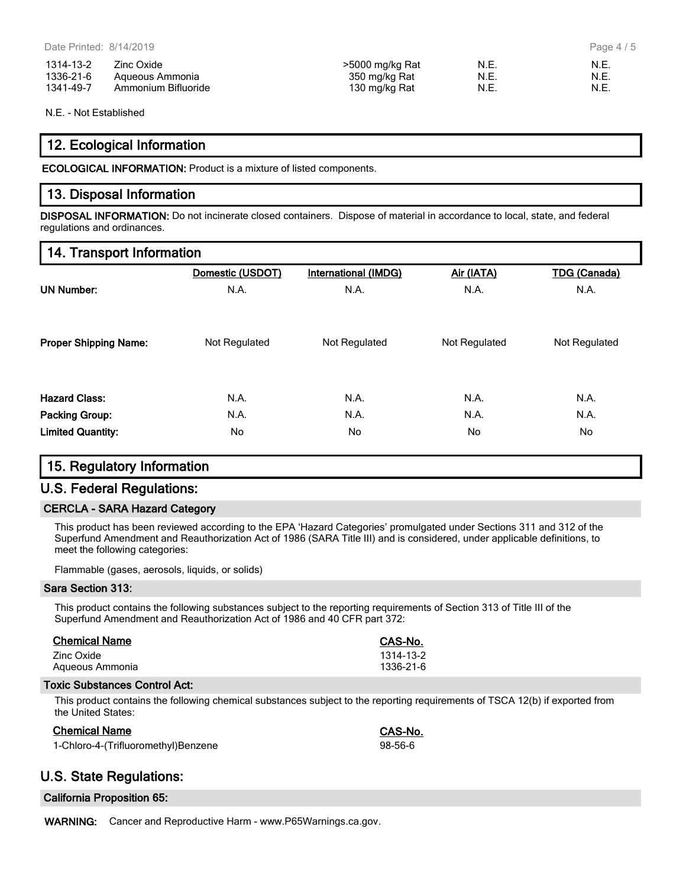| | | | | |
|---|---|---|---|---|
| 1314-13-2 | Zinc Oxide | >5000 mg/kg Rat | N.E. | N.E. |
| 1336-21-6 | Aqueous Ammonia | 350 mg/kg Rat | N.E. | N.E. |
| 1341-49-7 | Ammonium Bifluoride | 130 mg/kg Rat | N.E. | N.E. |

N.E. - Not Established

## 12. Ecological Information

**ECOLOGICAL INFORMATION:** Product is a mixture of listed components.

## 13. Disposal Information

**DISPOSAL INFORMATION:** Do not incinerate closed containers. Dispose of material in accordance to local, state, and federal regulations and ordinances.

## 14. Transport Information

| | Domestic (USDOT) | International (IMDG) | Air (IATA) | TDG (Canada) |
|---|---|---|---|---|
| **UN Number:** | N.A. | N.A. | N.A. | N.A. |
| **Proper Shipping Name:** | Not Regulated | Not Regulated | Not Regulated | Not Regulated |
| **Hazard Class:** | N.A. | N.A. | N.A. | N.A. |
| **Packing Group:** | N.A. | N.A. | N.A. | N.A. |
| **Limited Quantity:** | No | No | No | No |

## 15. Regulatory Information

## U.S. Federal Regulations:

### CERCLA - SARA Hazard Category

This product has been reviewed according to the EPA 'Hazard Categories' promulgated under Sections 311 and 312 of the Superfund Amendment and Reauthorization Act of 1986 (SARA Title III) and is considered, under applicable definitions, to meet the following categories:

Flammable (gases, aerosols, liquids, or solids)

### Sara Section 313:

This product contains the following substances subject to the reporting requirements of Section 313 of Title III of the Superfund Amendment and Reauthorization Act of 1986 and 40 CFR part 372:

| Chemical Name | CAS-No. |
|---|---|
| Zinc Oxide | 1314-13-2 |
| Aqueous Ammonia | 1336-21-6 |

### Toxic Substances Control Act:

This product contains the following chemical substances subject to the reporting requirements of TSCA 12(b) if exported from the United States:

| Chemical Name | CAS-No. |
|---|---|
| 1-Chloro-4-(Trifluoromethyl)Benzene | 98-56-6 |

## U.S. State Regulations:

### California Proposition 65:

**WARNING:** Cancer and Reproductive Harm - www.P65Warnings.ca.gov.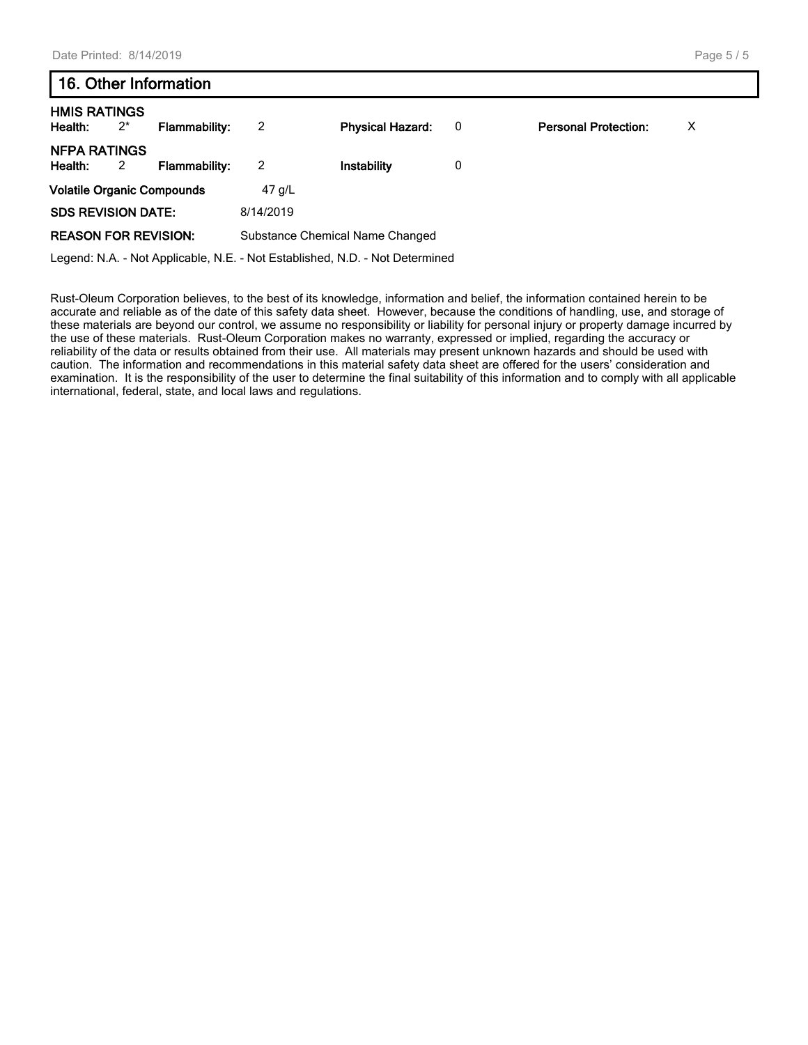## 16. Other Information

**HMIS RATINGS**

| | | | | | | | |
|---|---|---|---|---|---|---|---|
| **Health:** | 2* | **Flammability:** | 2 | **Physical Hazard:** | 0 | **Personal Protection:** | X |

**NFPA RATINGS**

| | | | | | |
|---|---|---|---|---|---|
| **Health:** | 2 | **Flammability:** | 2 | **Instability** | 0 |

**Volatile Organic Compounds** 47 g/L

**SDS REVISION DATE:** 8/14/2019

**REASON FOR REVISION:** Substance Chemical Name Changed

Legend: N.A. - Not Applicable, N.E. - Not Established, N.D. - Not Determined

Rust-Oleum Corporation believes, to the best of its knowledge, information and belief, the information contained herein to be accurate and reliable as of the date of this safety data sheet. However, because the conditions of handling, use, and storage of these materials are beyond our control, we assume no responsibility or liability for personal injury or property damage incurred by the use of these materials. Rust-Oleum Corporation makes no warranty, expressed or implied, regarding the accuracy or reliability of the data or results obtained from their use. All materials may present unknown hazards and should be used with caution. The information and recommendations in this material safety data sheet are offered for the users' consideration and examination. It is the responsibility of the user to determine the final suitability of this information and to comply with all applicable international, federal, state, and local laws and regulations.